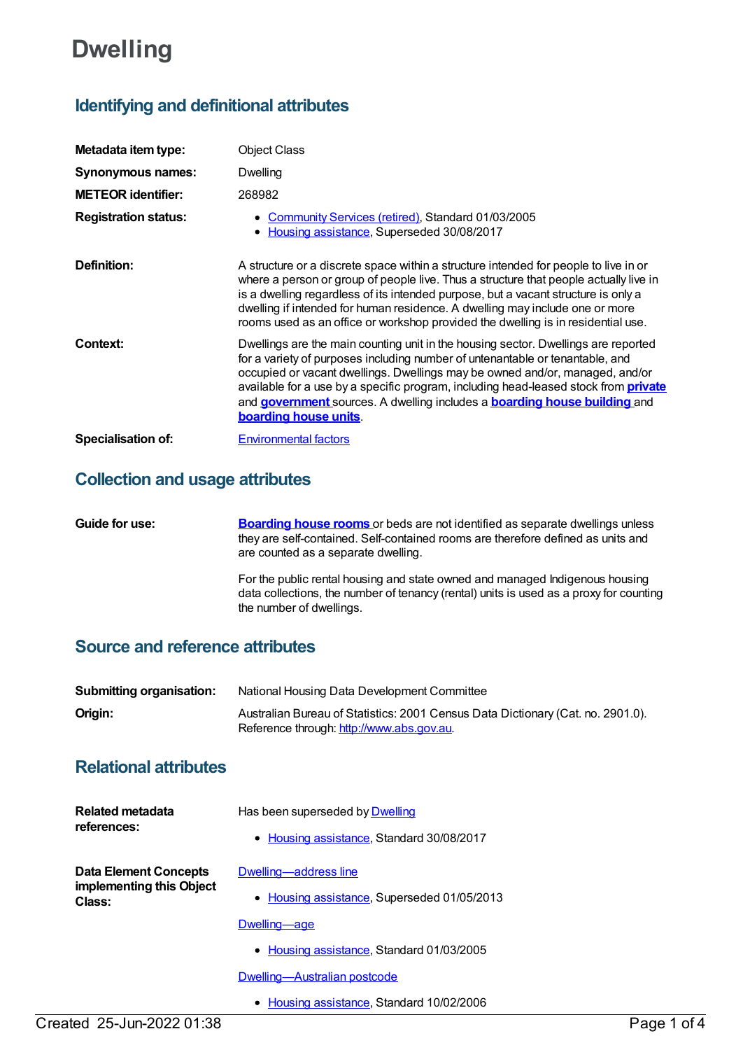# Dwelling

## Identifying and definitional attributes

**Metadata item type:** Object Class

**Synonymous names:** Dwelling

**METEOR identifier:** 268982

**Registration status:**

- Community Services (retired), Standard 01/03/2005
- Housing assistance, Superseded 30/08/2017

**Definition:** A structure or a discrete space within a structure intended for people to live in or where a person or group of people live. Thus a structure that people actually live in is a dwelling regardless of its intended purpose, but a vacant structure is only a dwelling if intended for human residence. A dwelling may include one or more rooms used as an office or workshop provided the dwelling is in residential use.

**Context:** Dwellings are the main counting unit in the housing sector. Dwellings are reported for a variety of purposes including number of untenantable or tenantable, and occupied or vacant dwellings. Dwellings may be owned and/or, managed, and/or available for a use by a specific program, including head-leased stock from **private** and **government** sources. A dwelling includes a **boarding house building** and **boarding house units**.

**Specialisation of:** Environmental factors

## Collection and usage attributes

**Guide for use:** **Boarding house rooms** or beds are not identified as separate dwellings unless they are self-contained. Self-contained rooms are therefore defined as units and are counted as a separate dwelling.

For the public rental housing and state owned and managed Indigenous housing data collections, the number of tenancy (rental) units is used as a proxy for counting the number of dwellings.

## Source and reference attributes

**Submitting organisation:** National Housing Data Development Committee

**Origin:** Australian Bureau of Statistics: 2001 Census Data Dictionary (Cat. no. 2901.0). Reference through: http://www.abs.gov.au.

## Relational attributes

**Related metadata references:** Has been superseded by Dwelling

- Housing assistance, Standard 30/08/2017

**Data Element Concepts implementing this Object Class:**

Dwelling—address line

- Housing assistance, Superseded 01/05/2013

Dwelling—age

- Housing assistance, Standard 01/03/2005

Dwelling—Australian postcode

- Housing assistance, Standard 10/02/2006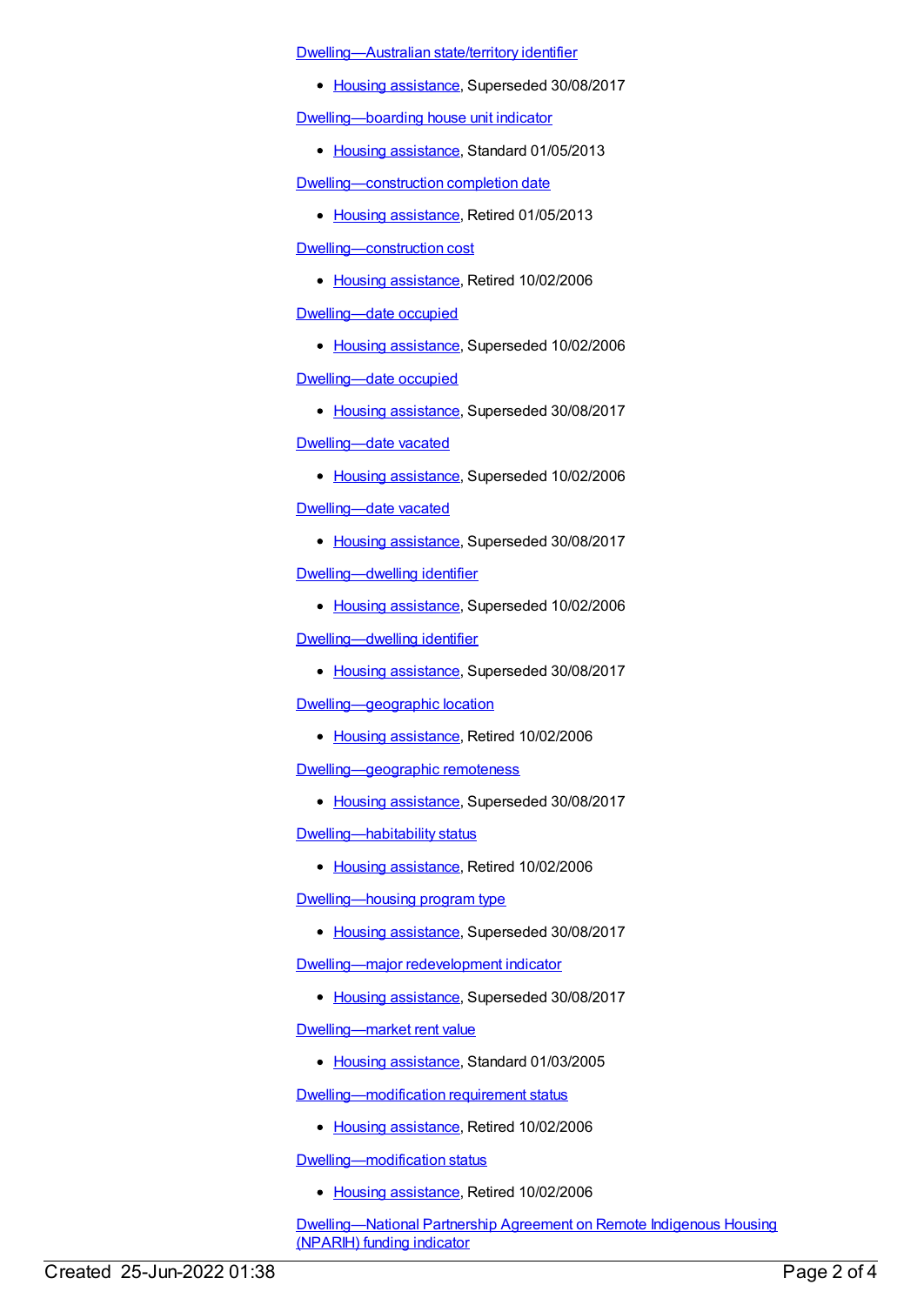Dwelling—Australian state/territory identifier

- Housing assistance, Superseded 30/08/2017

Dwelling—boarding house unit indicator

- Housing assistance, Standard 01/05/2013

Dwelling—construction completion date

- Housing assistance, Retired 01/05/2013

Dwelling—construction cost

- Housing assistance, Retired 10/02/2006

Dwelling—date occupied

- Housing assistance, Superseded 10/02/2006

Dwelling—date occupied

- Housing assistance, Superseded 30/08/2017

Dwelling—date vacated

- Housing assistance, Superseded 10/02/2006

Dwelling—date vacated

- Housing assistance, Superseded 30/08/2017

Dwelling—dwelling identifier

- Housing assistance, Superseded 10/02/2006

Dwelling—dwelling identifier

- Housing assistance, Superseded 30/08/2017

Dwelling—geographic location

- Housing assistance, Retired 10/02/2006

Dwelling—geographic remoteness

- Housing assistance, Superseded 30/08/2017

Dwelling—habitability status

- Housing assistance, Retired 10/02/2006

Dwelling—housing program type

- Housing assistance, Superseded 30/08/2017

Dwelling—major redevelopment indicator

- Housing assistance, Superseded 30/08/2017

Dwelling—market rent value

- Housing assistance, Standard 01/03/2005

Dwelling—modification requirement status

- Housing assistance, Retired 10/02/2006

Dwelling—modification status

- Housing assistance, Retired 10/02/2006

Dwelling—National Partnership Agreement on Remote Indigenous Housing (NPARIH) funding indicator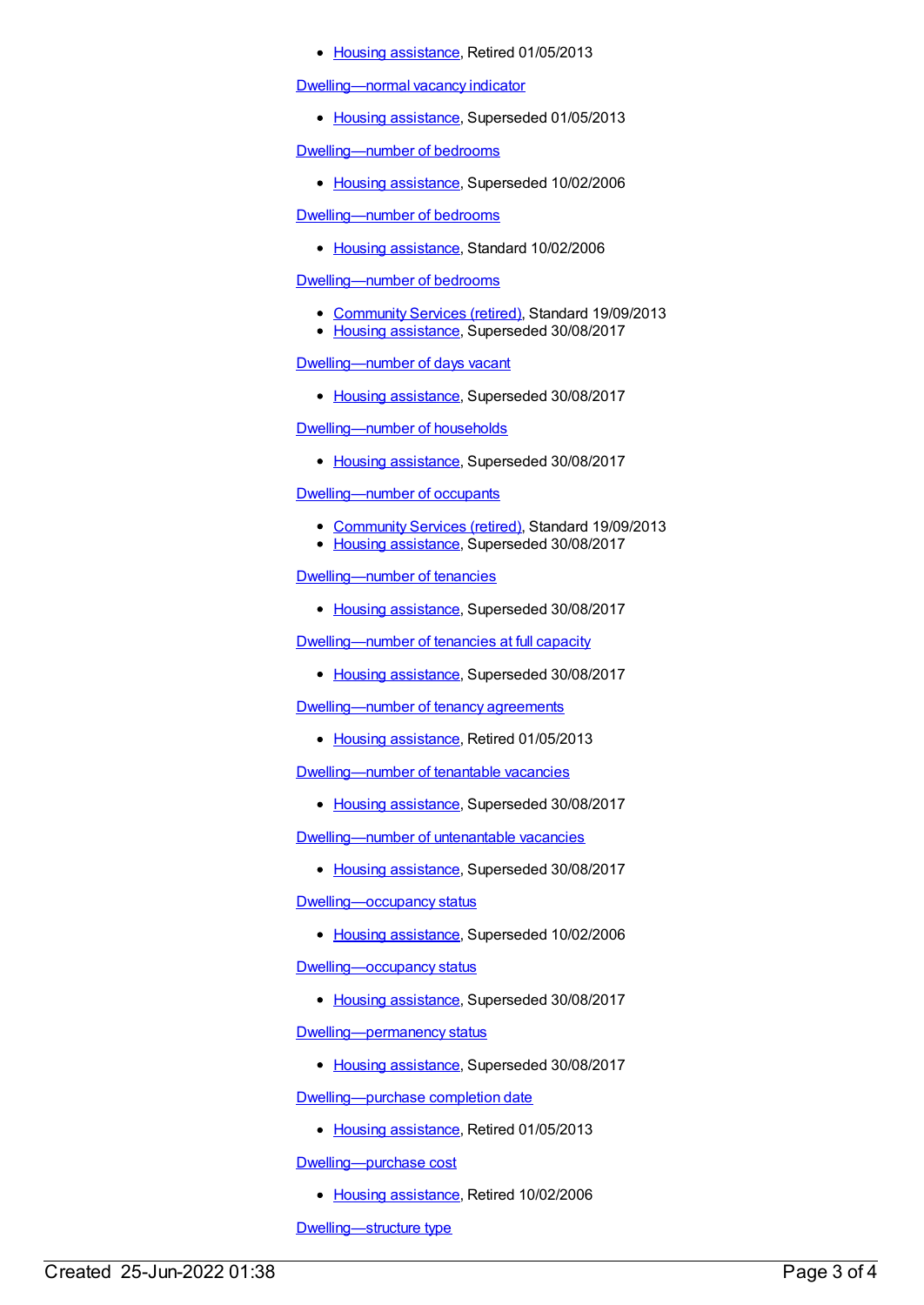- Housing assistance, Retired 01/05/2013

Dwelling—normal vacancy indicator

- Housing assistance, Superseded 01/05/2013

Dwelling—number of bedrooms

- Housing assistance, Superseded 10/02/2006

Dwelling—number of bedrooms

- Housing assistance, Standard 10/02/2006

Dwelling—number of bedrooms

- Community Services (retired), Standard 19/09/2013
- Housing assistance, Superseded 30/08/2017

Dwelling—number of days vacant

- Housing assistance, Superseded 30/08/2017

Dwelling—number of households

- Housing assistance, Superseded 30/08/2017

Dwelling—number of occupants

- Community Services (retired), Standard 19/09/2013
- Housing assistance, Superseded 30/08/2017

Dwelling—number of tenancies

- Housing assistance, Superseded 30/08/2017

Dwelling—number of tenancies at full capacity

- Housing assistance, Superseded 30/08/2017

Dwelling—number of tenancy agreements

- Housing assistance, Retired 01/05/2013

Dwelling—number of tenantable vacancies

- Housing assistance, Superseded 30/08/2017

Dwelling—number of untenantable vacancies

- Housing assistance, Superseded 30/08/2017

Dwelling—occupancy status

- Housing assistance, Superseded 10/02/2006

Dwelling—occupancy status

- Housing assistance, Superseded 30/08/2017

Dwelling—permanency status

- Housing assistance, Superseded 30/08/2017

Dwelling—purchase completion date

- Housing assistance, Retired 01/05/2013

Dwelling—purchase cost

- Housing assistance, Retired 10/02/2006

Dwelling—structure type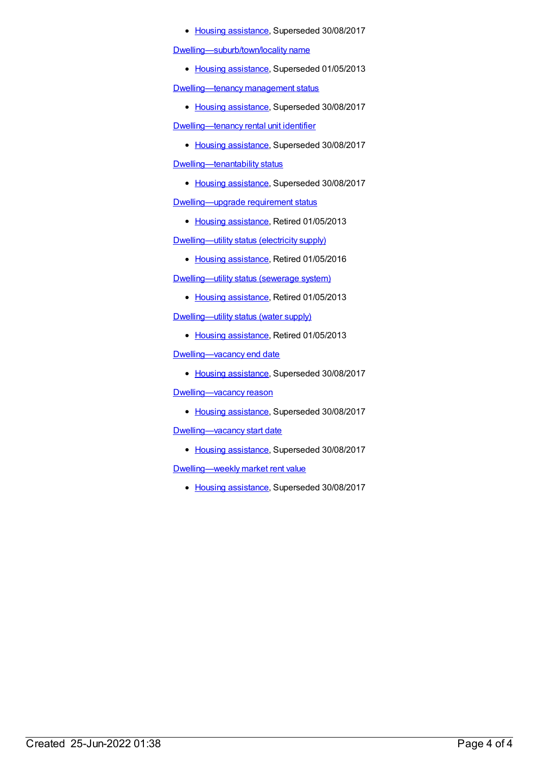- Housing assistance, Superseded 30/08/2017

Dwelling—suburb/town/locality name

- Housing assistance, Superseded 01/05/2013

Dwelling—tenancy management status

- Housing assistance, Superseded 30/08/2017

Dwelling—tenancy rental unit identifier

- Housing assistance, Superseded 30/08/2017

Dwelling—tenantability status

- Housing assistance, Superseded 30/08/2017

Dwelling—upgrade requirement status

- Housing assistance, Retired 01/05/2013

Dwelling—utility status (electricity supply)

- Housing assistance, Retired 01/05/2016

Dwelling—utility status (sewerage system)

- Housing assistance, Retired 01/05/2013

Dwelling—utility status (water supply)

- Housing assistance, Retired 01/05/2013

Dwelling—vacancy end date

- Housing assistance, Superseded 30/08/2017

Dwelling—vacancy reason

- Housing assistance, Superseded 30/08/2017

Dwelling—vacancy start date

- Housing assistance, Superseded 30/08/2017

Dwelling—weekly market rent value

- Housing assistance, Superseded 30/08/2017